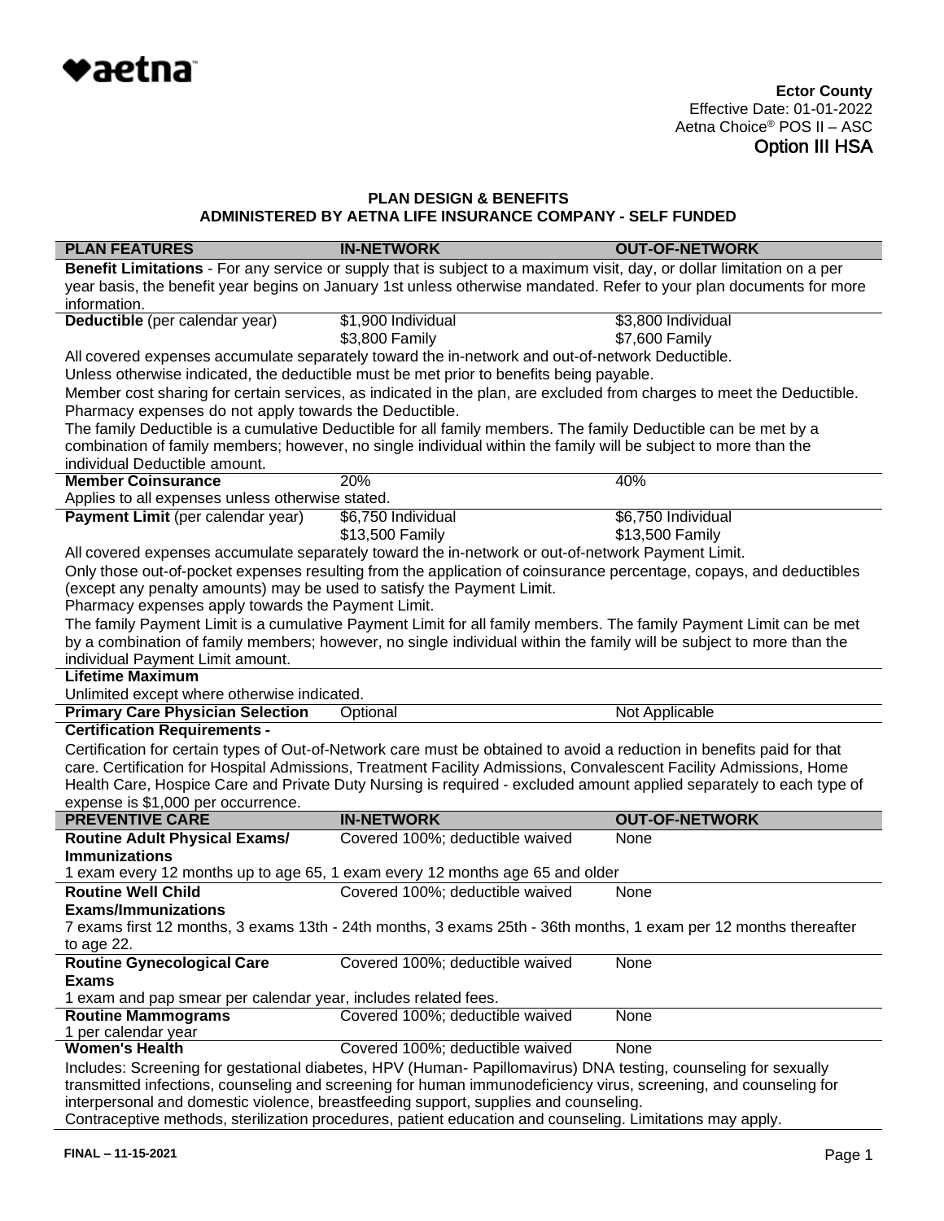♥aetna

**Ector County**
Effective Date: 01-01-2022
Aetna Choice® POS II – ASC
Option III HSA

## PLAN DESIGN & BENEFITS
## ADMINISTERED BY AETNA LIFE INSURANCE COMPANY - SELF FUNDED

| PLAN FEATURES | IN-NETWORK | OUT-OF-NETWORK |
|---|---|---|
| **Benefit Limitations** - For any service or supply that is subject to a maximum visit, day, or dollar limitation on a per year basis, the benefit year begins on January 1st unless otherwise mandated. Refer to your plan documents for more information. | | |
| **Deductible** (per calendar year) | $1,900 Individual<br>$3,800 Family | $3,800 Individual<br>$7,600 Family |
| All covered expenses accumulate separately toward the in-network and out-of-network Deductible.<br>Unless otherwise indicated, the deductible must be met prior to benefits being payable.<br>Member cost sharing for certain services, as indicated in the plan, are excluded from charges to meet the Deductible.<br>Pharmacy expenses do not apply towards the Deductible.<br>The family Deductible is a cumulative Deductible for all family members. The family Deductible can be met by a combination of family members; however, no single individual within the family will be subject to more than the individual Deductible amount. | | |
| **Member Coinsurance** | 20% | 40% |
| Applies to all expenses unless otherwise stated. | | |
| **Payment Limit** (per calendar year) | $6,750 Individual<br>$13,500 Family | $6,750 Individual<br>$13,500 Family |
| All covered expenses accumulate separately toward the in-network or out-of-network Payment Limit.<br>Only those out-of-pocket expenses resulting from the application of coinsurance percentage, copays, and deductibles (except any penalty amounts) may be used to satisfy the Payment Limit.<br>Pharmacy expenses apply towards the Payment Limit.<br>The family Payment Limit is a cumulative Payment Limit for all family members. The family Payment Limit can be met by a combination of family members; however, no single individual within the family will be subject to more than the individual Payment Limit amount. | | |
| **Lifetime Maximum** | | |
| Unlimited except where otherwise indicated. | | |
| **Primary Care Physician Selection** | Optional | Not Applicable |
| **Certification Requirements -** | | |
| Certification for certain types of Out-of-Network care must be obtained to avoid a reduction in benefits paid for that care. Certification for Hospital Admissions, Treatment Facility Admissions, Convalescent Facility Admissions, Home Health Care, Hospice Care and Private Duty Nursing is required - excluded amount applied separately to each type of expense is $1,000 per occurrence. | | |
| **PREVENTIVE CARE** | **IN-NETWORK** | **OUT-OF-NETWORK** |
| **Routine Adult Physical Exams/ Immunizations** | Covered 100%; deductible waived | None |
| 1 exam every 12 months up to age 65, 1 exam every 12 months age 65 and older | | |
| **Routine Well Child Exams/Immunizations** | Covered 100%; deductible waived | None |
| 7 exams first 12 months, 3 exams 13th - 24th months, 3 exams 25th - 36th months, 1 exam per 12 months thereafter to age 22. | | |
| **Routine Gynecological Care Exams** | Covered 100%; deductible waived | None |
| 1 exam and pap smear per calendar year, includes related fees. | | |
| **Routine Mammograms** | Covered 100%; deductible waived | None |
| 1 per calendar year | | |
| **Women's Health** | Covered 100%; deductible waived | None |
| Includes: Screening for gestational diabetes, HPV (Human- Papillomavirus) DNA testing, counseling for sexually transmitted infections, counseling and screening for human immunodeficiency virus, screening, and counseling for interpersonal and domestic violence, breastfeeding support, supplies and counseling.<br>Contraceptive methods, sterilization procedures, patient education and counseling. Limitations may apply. | | |

FINAL – 11-15-2021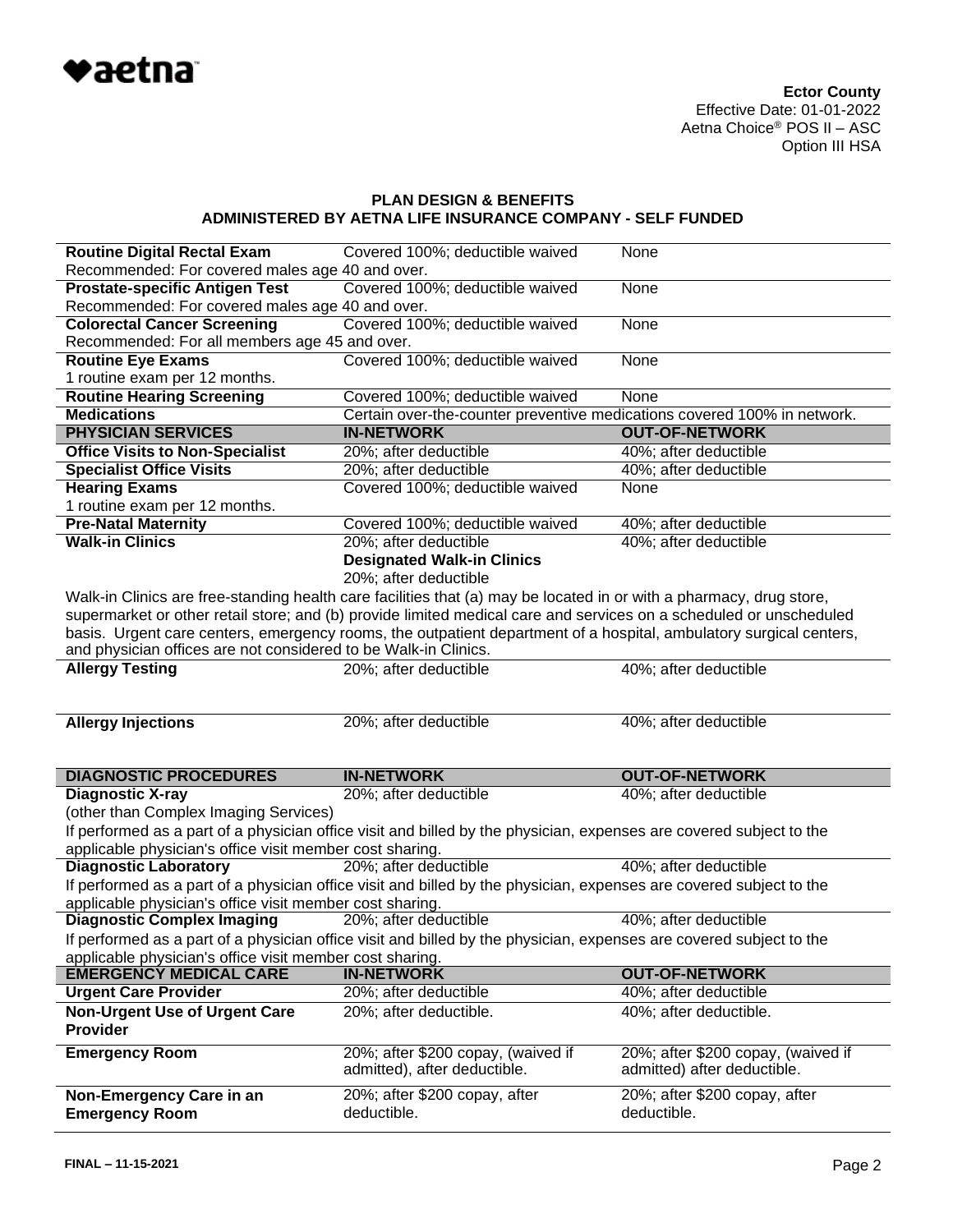**Ector County**
Effective Date: 01-01-2022
Aetna Choice® POS II – ASC
Option III HSA

## PLAN DESIGN & BENEFITS
## ADMINISTERED BY AETNA LIFE INSURANCE COMPANY - SELF FUNDED

| | | |
|---|---|---|
| **Routine Digital Rectal Exam** | Covered 100%; deductible waived | None |
| Recommended: For covered males age 40 and over. | | |
| **Prostate-specific Antigen Test** | Covered 100%; deductible waived | None |
| Recommended: For covered males age 40 and over. | | |
| **Colorectal Cancer Screening** | Covered 100%; deductible waived | None |
| Recommended: For all members age 45 and over. | | |
| **Routine Eye Exams** | Covered 100%; deductible waived | None |
| 1 routine exam per 12 months. | | |
| **Routine Hearing Screening** | Covered 100%; deductible waived | None |
| **Medications** | Certain over-the-counter preventive medications covered 100% in network. | |
| **PHYSICIAN SERVICES** | **IN-NETWORK** | **OUT-OF-NETWORK** |
| **Office Visits to Non-Specialist** | 20%; after deductible | 40%; after deductible |
| **Specialist Office Visits** | 20%; after deductible | 40%; after deductible |
| **Hearing Exams** | Covered 100%; deductible waived | None |
| 1 routine exam per 12 months. | | |
| **Pre-Natal Maternity** | Covered 100%; deductible waived | 40%; after deductible |
| **Walk-in Clinics** | 20%; after deductible<br>**Designated Walk-in Clinics**<br>20%; after deductible | 40%; after deductible |
| Walk-in Clinics are free-standing health care facilities that (a) may be located in or with a pharmacy, drug store, supermarket or other retail store; and (b) provide limited medical care and services on a scheduled or unscheduled basis. Urgent care centers, emergency rooms, the outpatient department of a hospital, ambulatory surgical centers, and physician offices are not considered to be Walk-in Clinics. | | |
| **Allergy Testing** | 20%; after deductible | 40%; after deductible |
| **Allergy Injections** | 20%; after deductible | 40%; after deductible |
| **DIAGNOSTIC PROCEDURES** | **IN-NETWORK** | **OUT-OF-NETWORK** |
| **Diagnostic X-ray**<br>(other than Complex Imaging Services) | 20%; after deductible | 40%; after deductible |
| If performed as a part of a physician office visit and billed by the physician, expenses are covered subject to the applicable physician's office visit member cost sharing. | | |
| **Diagnostic Laboratory** | 20%; after deductible | 40%; after deductible |
| If performed as a part of a physician office visit and billed by the physician, expenses are covered subject to the applicable physician's office visit member cost sharing. | | |
| **Diagnostic Complex Imaging** | 20%; after deductible | 40%; after deductible |
| If performed as a part of a physician office visit and billed by the physician, expenses are covered subject to the applicable physician's office visit member cost sharing. | | |
| **EMERGENCY MEDICAL CARE** | **IN-NETWORK** | **OUT-OF-NETWORK** |
| **Urgent Care Provider** | 20%; after deductible | 40%; after deductible |
| **Non-Urgent Use of Urgent Care Provider** | 20%; after deductible. | 40%; after deductible. |
| **Emergency Room** | 20%; after $200 copay, (waived if admitted), after deductible. | 20%; after $200 copay, (waived if admitted) after deductible. |
| **Non-Emergency Care in an Emergency Room** | 20%; after $200 copay, after deductible. | 20%; after $200 copay, after deductible. |

FINAL – 11-15-2021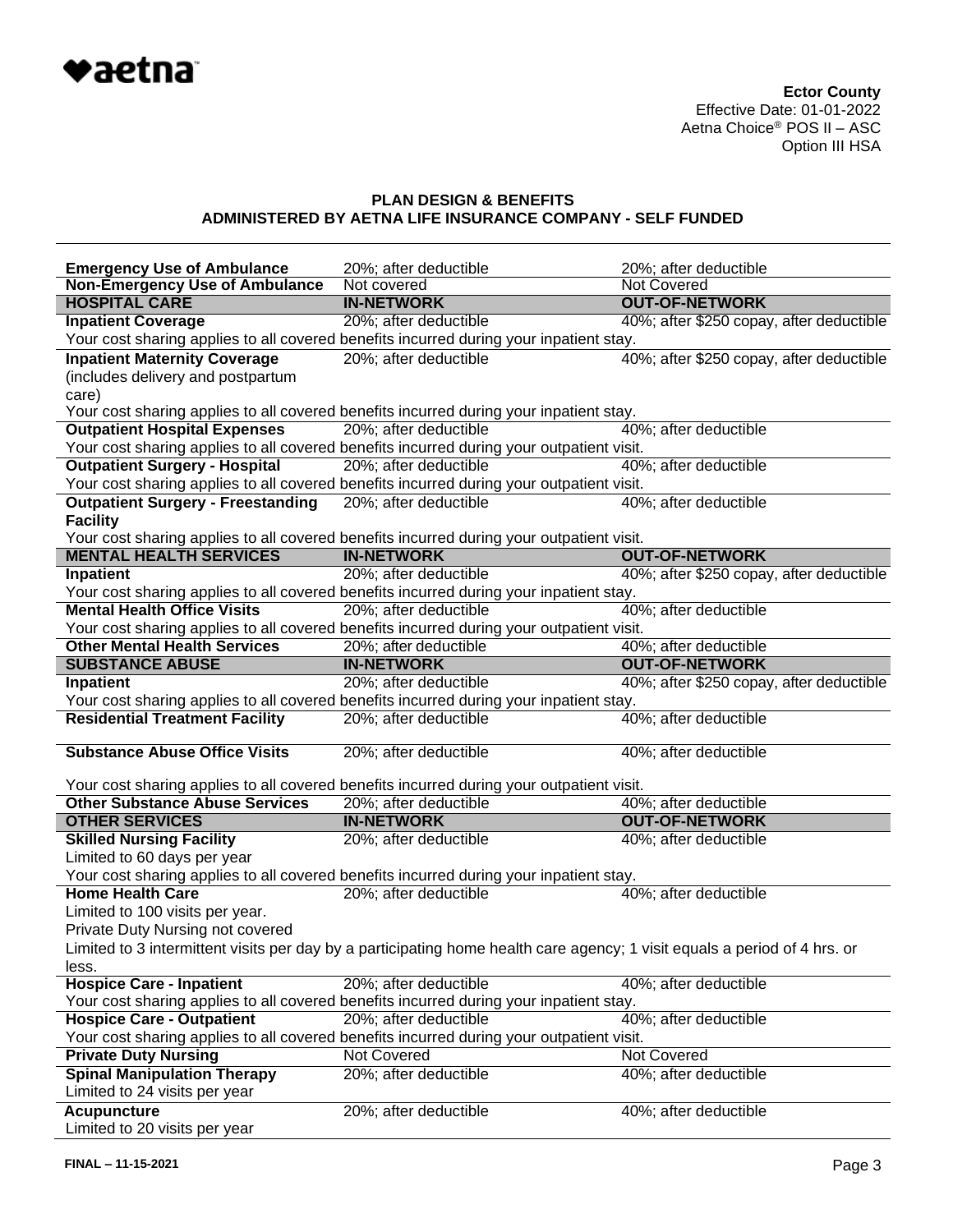**Ector County**
Effective Date: 01-01-2022
Aetna Choice® POS II – ASC
Option III HSA

**PLAN DESIGN & BENEFITS**
**ADMINISTERED BY AETNA LIFE INSURANCE COMPANY - SELF FUNDED**

| | | |
|---|---|---|
| **Emergency Use of Ambulance** | 20%; after deductible | 20%; after deductible |
| **Non-Emergency Use of Ambulance** | Not covered | Not Covered |
| **HOSPITAL CARE** | **IN-NETWORK** | **OUT-OF-NETWORK** |
| **Inpatient Coverage** | 20%; after deductible | 40%; after $250 copay, after deductible |
| Your cost sharing applies to all covered benefits incurred during your inpatient stay. | | |
| **Inpatient Maternity Coverage** (includes delivery and postpartum care) | 20%; after deductible | 40%; after $250 copay, after deductible |
| Your cost sharing applies to all covered benefits incurred during your inpatient stay. | | |
| **Outpatient Hospital Expenses** | 20%; after deductible | 40%; after deductible |
| Your cost sharing applies to all covered benefits incurred during your outpatient visit. | | |
| **Outpatient Surgery - Hospital** | 20%; after deductible | 40%; after deductible |
| Your cost sharing applies to all covered benefits incurred during your outpatient visit. | | |
| **Outpatient Surgery - Freestanding Facility** | 20%; after deductible | 40%; after deductible |
| Your cost sharing applies to all covered benefits incurred during your outpatient visit. | | |
| **MENTAL HEALTH SERVICES** | **IN-NETWORK** | **OUT-OF-NETWORK** |
| **Inpatient** | 20%; after deductible | 40%; after $250 copay, after deductible |
| Your cost sharing applies to all covered benefits incurred during your inpatient stay. | | |
| **Mental Health Office Visits** | 20%; after deductible | 40%; after deductible |
| Your cost sharing applies to all covered benefits incurred during your outpatient visit. | | |
| **Other Mental Health Services** | 20%; after deductible | 40%; after deductible |
| **SUBSTANCE ABUSE** | **IN-NETWORK** | **OUT-OF-NETWORK** |
| **Inpatient** | 20%; after deductible | 40%; after $250 copay, after deductible |
| Your cost sharing applies to all covered benefits incurred during your inpatient stay. | | |
| **Residential Treatment Facility** | 20%; after deductible | 40%; after deductible |
| **Substance Abuse Office Visits** | 20%; after deductible | 40%; after deductible |
| Your cost sharing applies to all covered benefits incurred during your outpatient visit. | | |
| **Other Substance Abuse Services** | 20%; after deductible | 40%; after deductible |
| **OTHER SERVICES** | **IN-NETWORK** | **OUT-OF-NETWORK** |
| **Skilled Nursing Facility** Limited to 60 days per year | 20%; after deductible | 40%; after deductible |
| Your cost sharing applies to all covered benefits incurred during your inpatient stay. | | |
| **Home Health Care** Limited to 100 visits per year. Private Duty Nursing not covered | 20%; after deductible | 40%; after deductible |
| Limited to 3 intermittent visits per day by a participating home health care agency; 1 visit equals a period of 4 hrs. or less. | | |
| **Hospice Care - Inpatient** | 20%; after deductible | 40%; after deductible |
| Your cost sharing applies to all covered benefits incurred during your inpatient stay. | | |
| **Hospice Care - Outpatient** | 20%; after deductible | 40%; after deductible |
| Your cost sharing applies to all covered benefits incurred during your outpatient visit. | | |
| **Private Duty Nursing** | Not Covered | Not Covered |
| **Spinal Manipulation Therapy** Limited to 24 visits per year | 20%; after deductible | 40%; after deductible |
| **Acupuncture** Limited to 20 visits per year | 20%; after deductible | 40%; after deductible |

**FINAL – 11-15-2021**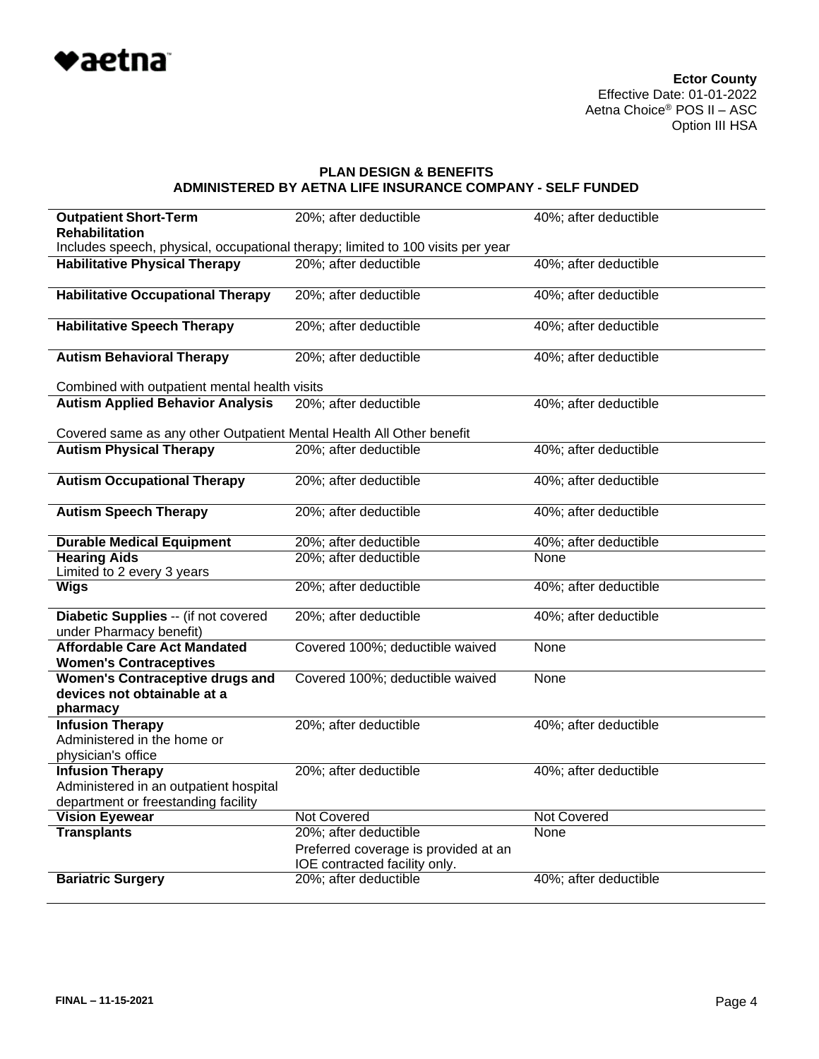**Ector County**
Effective Date: 01-01-2022
Aetna Choice® POS II – ASC
Option III HSA

## PLAN DESIGN & BENEFITS
## ADMINISTERED BY AETNA LIFE INSURANCE COMPANY - SELF FUNDED

| | | |
|---|---|---|
| **Outpatient Short-Term Rehabilitation** | 20%; after deductible | 40%; after deductible |
| Includes speech, physical, occupational therapy; limited to 100 visits per year | | |
| **Habilitative Physical Therapy** | 20%; after deductible | 40%; after deductible |
| **Habilitative Occupational Therapy** | 20%; after deductible | 40%; after deductible |
| **Habilitative Speech Therapy** | 20%; after deductible | 40%; after deductible |
| **Autism Behavioral Therapy** | 20%; after deductible | 40%; after deductible |
| Combined with outpatient mental health visits | | |
| **Autism Applied Behavior Analysis** | 20%; after deductible | 40%; after deductible |
| Covered same as any other Outpatient Mental Health All Other benefit | | |
| **Autism Physical Therapy** | 20%; after deductible | 40%; after deductible |
| **Autism Occupational Therapy** | 20%; after deductible | 40%; after deductible |
| **Autism Speech Therapy** | 20%; after deductible | 40%; after deductible |
| **Durable Medical Equipment** | 20%; after deductible | 40%; after deductible |
| **Hearing Aids** Limited to 2 every 3 years | 20%; after deductible | None |
| **Wigs** | 20%; after deductible | 40%; after deductible |
| **Diabetic Supplies** -- (if not covered under Pharmacy benefit) | 20%; after deductible | 40%; after deductible |
| **Affordable Care Act Mandated Women's Contraceptives** | Covered 100%; deductible waived | None |
| **Women's Contraceptive drugs and devices not obtainable at a pharmacy** | Covered 100%; deductible waived | None |
| **Infusion Therapy** Administered in the home or physician's office | 20%; after deductible | 40%; after deductible |
| **Infusion Therapy** Administered in an outpatient hospital department or freestanding facility | 20%; after deductible | 40%; after deductible |
| **Vision Eyewear** | Not Covered | Not Covered |
| **Transplants** | 20%; after deductible Preferred coverage is provided at an IOE contracted facility only. | None |
| **Bariatric Surgery** | 20%; after deductible | 40%; after deductible |

**FINAL – 11-15-2021**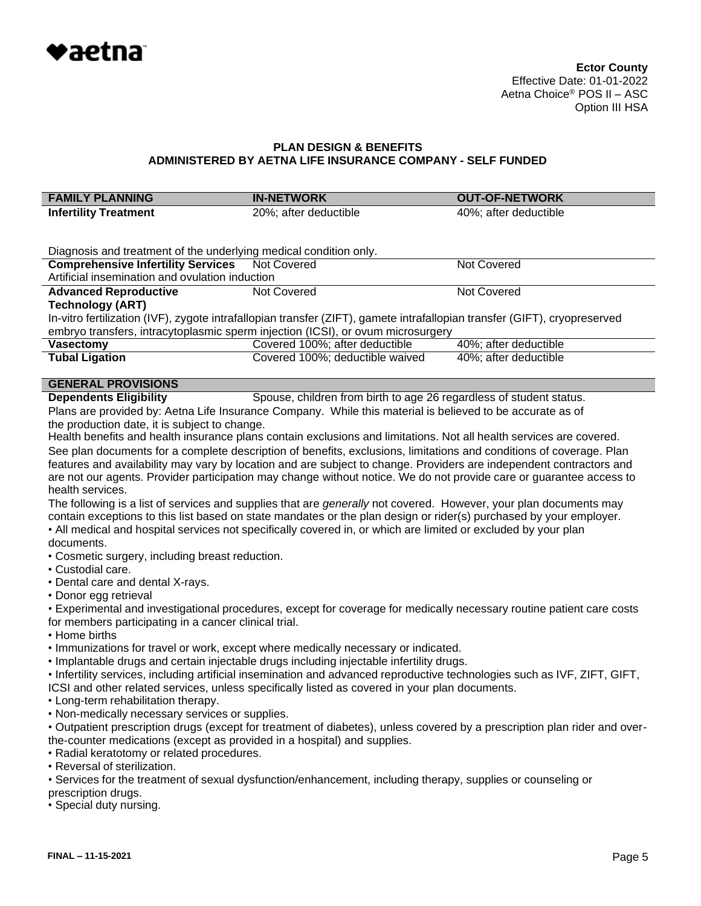**Ector County**
Effective Date: 01-01-2022
Aetna Choice® POS II – ASC
Option III HSA

**PLAN DESIGN & BENEFITS**
**ADMINISTERED BY AETNA LIFE INSURANCE COMPANY - SELF FUNDED**

| FAMILY PLANNING | IN-NETWORK | OUT-OF-NETWORK |
|---|---|---|
| **Infertility Treatment** | 20%; after deductible | 40%; after deductible |
| Diagnosis and treatment of the underlying medical condition only. | | |
| **Comprehensive Infertility Services** | Not Covered | Not Covered |
| Artificial insemination and ovulation induction | | |
| **Advanced Reproductive Technology (ART)** | Not Covered | Not Covered |
| In-vitro fertilization (IVF), zygote intrafallopian transfer (ZIFT), gamete intrafallopian transfer (GIFT), cryopreserved embryo transfers, intracytoplasmic sperm injection (ICSI), or ovum microsurgery | | |
| **Vasectomy** | Covered 100%; after deductible | 40%; after deductible |
| **Tubal Ligation** | Covered 100%; deductible waived | 40%; after deductible |

**GENERAL PROVISIONS**

**Dependents Eligibility** Spouse, children from birth to age 26 regardless of student status.

Plans are provided by: Aetna Life Insurance Company. While this material is believed to be accurate as of the production date, it is subject to change.

Health benefits and health insurance plans contain exclusions and limitations. Not all health services are covered. See plan documents for a complete description of benefits, exclusions, limitations and conditions of coverage. Plan features and availability may vary by location and are subject to change. Providers are independent contractors and are not our agents. Provider participation may change without notice. We do not provide care or guarantee access to health services.

The following is a list of services and supplies that are *generally* not covered. However, your plan documents may contain exceptions to this list based on state mandates or the plan design or rider(s) purchased by your employer.

- All medical and hospital services not specifically covered in, or which are limited or excluded by your plan documents.
- Cosmetic surgery, including breast reduction.
- Custodial care.
- Dental care and dental X-rays.
- Donor egg retrieval
- Experimental and investigational procedures, except for coverage for medically necessary routine patient care costs for members participating in a cancer clinical trial.
- Home births
- Immunizations for travel or work, except where medically necessary or indicated.
- Implantable drugs and certain injectable drugs including injectable infertility drugs.
- Infertility services, including artificial insemination and advanced reproductive technologies such as IVF, ZIFT, GIFT, ICSI and other related services, unless specifically listed as covered in your plan documents.
- Long-term rehabilitation therapy.
- Non-medically necessary services or supplies.
- Outpatient prescription drugs (except for treatment of diabetes), unless covered by a prescription plan rider and over-the-counter medications (except as provided in a hospital) and supplies.
- Radial keratotomy or related procedures.
- Reversal of sterilization.
- Services for the treatment of sexual dysfunction/enhancement, including therapy, supplies or counseling or prescription drugs.
- Special duty nursing.

FINAL – 11-15-2021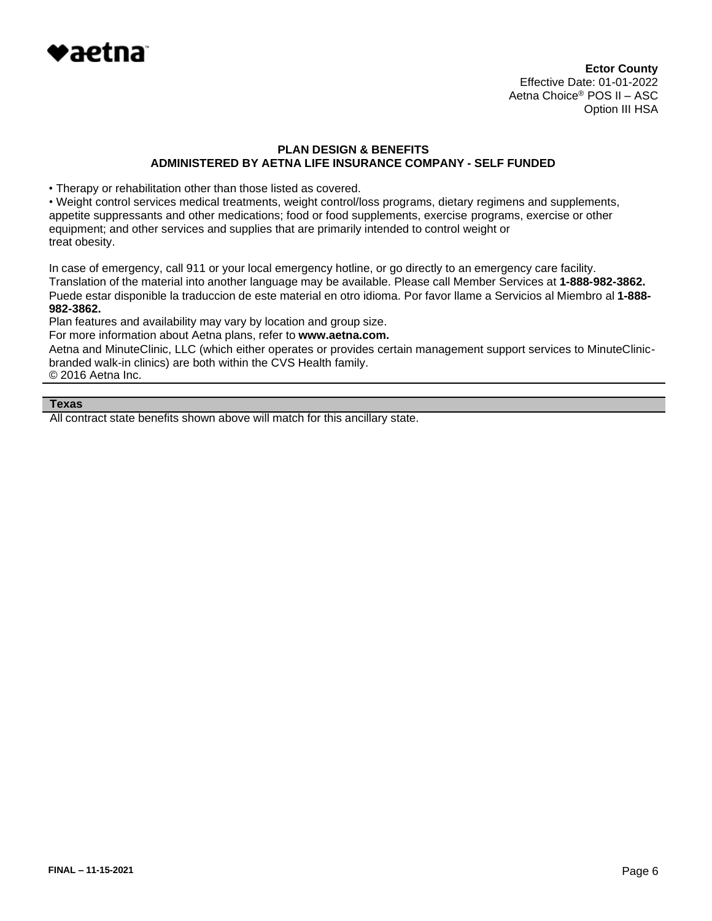**Ector County**
Effective Date: 01-01-2022
Aetna Choice® POS II – ASC
Option III HSA

**PLAN DESIGN & BENEFITS**
**ADMINISTERED BY AETNA LIFE INSURANCE COMPANY - SELF FUNDED**

• Therapy or rehabilitation other than those listed as covered.
• Weight control services medical treatments, weight control/loss programs, dietary regimens and supplements, appetite suppressants and other medications; food or food supplements, exercise programs, exercise or other equipment; and other services and supplies that are primarily intended to control weight or treat obesity.

In case of emergency, call 911 or your local emergency hotline, or go directly to an emergency care facility.
Translation of the material into another language may be available. Please call Member Services at **1-888-982-3862.**
Puede estar disponible la traduccion de este material en otro idioma. Por favor llame a Servicios al Miembro al **1-888-982-3862.**
Plan features and availability may vary by location and group size.
For more information about Aetna plans, refer to **www.aetna.com.**
Aetna and MinuteClinic, LLC (which either operates or provides certain management support services to MinuteClinic-branded walk-in clinics) are both within the CVS Health family.
© 2016 Aetna Inc.

**Texas**

All contract state benefits shown above will match for this ancillary state.

**FINAL – 11-15-2021**